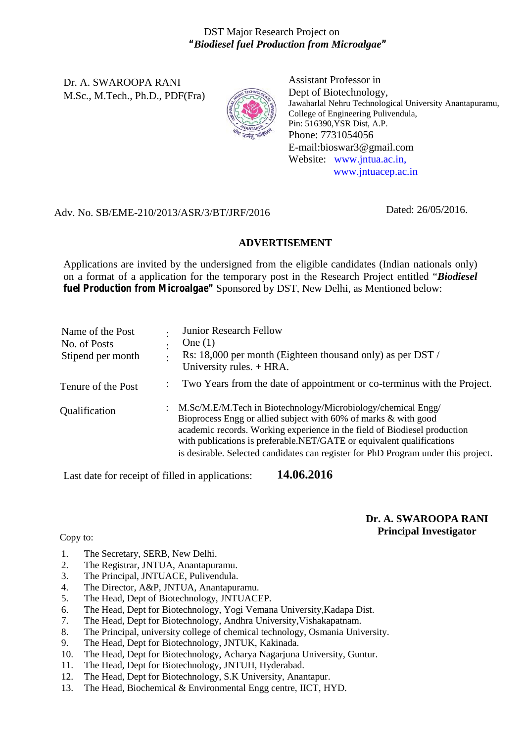DST Major Research Project on
***"Biodiesel fuel Production from Microalgae"***

Dr. A. SWAROOPA RANI
M.Sc., M.Tech., Ph.D., PDF(Fra)

Assistant Professor in
Dept of Biotechnology,
Jawaharlal Nehru Technological University Anantapuramu,
College of Engineering Pulivendula,
Pin: 516390,YSR Dist, A.P.
Phone: 7731054056
E-mail:bioswar3@gmail.com
Website: www.jntua.ac.in,
www.jntuacep.ac.in

Adv. No. SB/EME-210/2013/ASR/3/BT/JRF/2016

Dated: 26/05/2016.

## ADVERTISEMENT

Applications are invited by the undersigned from the eligible candidates (Indian nationals only) on a format of a application for the temporary post in the Research Project entitled "***Biodiesel fuel Production from Microalgae***" Sponsored by DST, New Delhi, as Mentioned below:

| | | |
|---|---|---|
| Name of the Post | : | Junior Research Fellow |
| No. of Posts | : | One (1) |
| Stipend per month | : | Rs: 18,000 per month (Eighteen thousand only) as per DST / University rules. + HRA. |
| Tenure of the Post | : | Two Years from the date of appointment or co-terminus with the Project. |
| Qualification | : | M.Sc/M.E/M.Tech in Biotechnology/Microbiology/chemical Engg/ Bioprocess Engg or allied subject with 60% of marks & with good academic records. Working experience in the field of Biodiesel production with publications is preferable.NET/GATE or equivalent qualifications is desirable. Selected candidates can register for PhD Program under this project. |

Last date for receipt of filled in applications: **14.06.2016**

**Dr. A. SWAROOPA RANI**
**Principal Investigator**

Copy to:

1. The Secretary, SERB, New Delhi.
2. The Registrar, JNTUA, Anantapuramu.
3. The Principal, JNTUACE, Pulivendula.
4. The Director, A&P, JNTUA, Anantapuramu.
5. The Head, Dept of Biotechnology, JNTUACEP.
6. The Head, Dept for Biotechnology, Yogi Vemana University,Kadapa Dist.
7. The Head, Dept for Biotechnology, Andhra University,Vishakapatnam.
8. The Principal, university college of chemical technology, Osmania University.
9. The Head, Dept for Biotechnology, JNTUK, Kakinada.
10. The Head, Dept for Biotechnology, Acharya Nagarjuna University, Guntur.
11. The Head, Dept for Biotechnology, JNTUH, Hyderabad.
12. The Head, Dept for Biotechnology, S.K University, Anantapur.
13. The Head, Biochemical & Environmental Engg centre, IICT, HYD.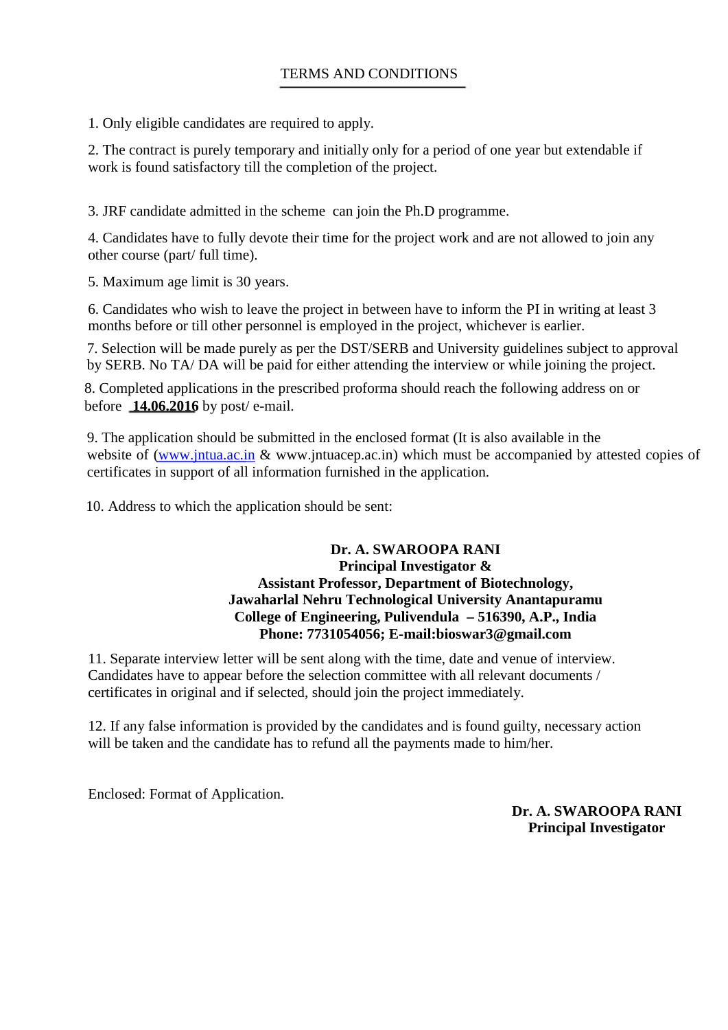# TERMS AND CONDITIONS

1. Only eligible candidates are required to apply.

2. The contract is purely temporary and initially only for a period of one year but extendable if work is found satisfactory till the completion of the project.

3. JRF candidate admitted in the scheme can join the Ph.D programme.

4. Candidates have to fully devote their time for the project work and are not allowed to join any other course (part/ full time).

5. Maximum age limit is 30 years.

6. Candidates who wish to leave the project in between have to inform the PI in writing at least 3 months before or till other personnel is employed in the project, whichever is earlier.

7. Selection will be made purely as per the DST/SERB and University guidelines subject to approval by SERB. No TA/ DA will be paid for either attending the interview or while joining the project.

8. Completed applications in the prescribed proforma should reach the following address on or before **14.06.2016** by post/ e-mail.

9. The application should be submitted in the enclosed format (It is also available in the website of (www.jntua.ac.in & www.jntuacep.ac.in) which must be accompanied by attested copies of certificates in support of all information furnished in the application.

10. Address to which the application should be sent:

**Dr. A. SWAROOPA RANI**
**Principal Investigator &**
**Assistant Professor, Department of Biotechnology,**
**Jawaharlal Nehru Technological University Anantapuramu**
**College of Engineering, Pulivendula – 516390, A.P., India**
**Phone: 7731054056; E-mail:bioswar3@gmail.com**

11. Separate interview letter will be sent along with the time, date and venue of interview. Candidates have to appear before the selection committee with all relevant documents / certificates in original and if selected, should join the project immediately.

12. If any false information is provided by the candidates and is found guilty, necessary action will be taken and the candidate has to refund all the payments made to him/her.

Enclosed: Format of Application.

**Dr. A. SWAROOPA RANI**
**Principal Investigator**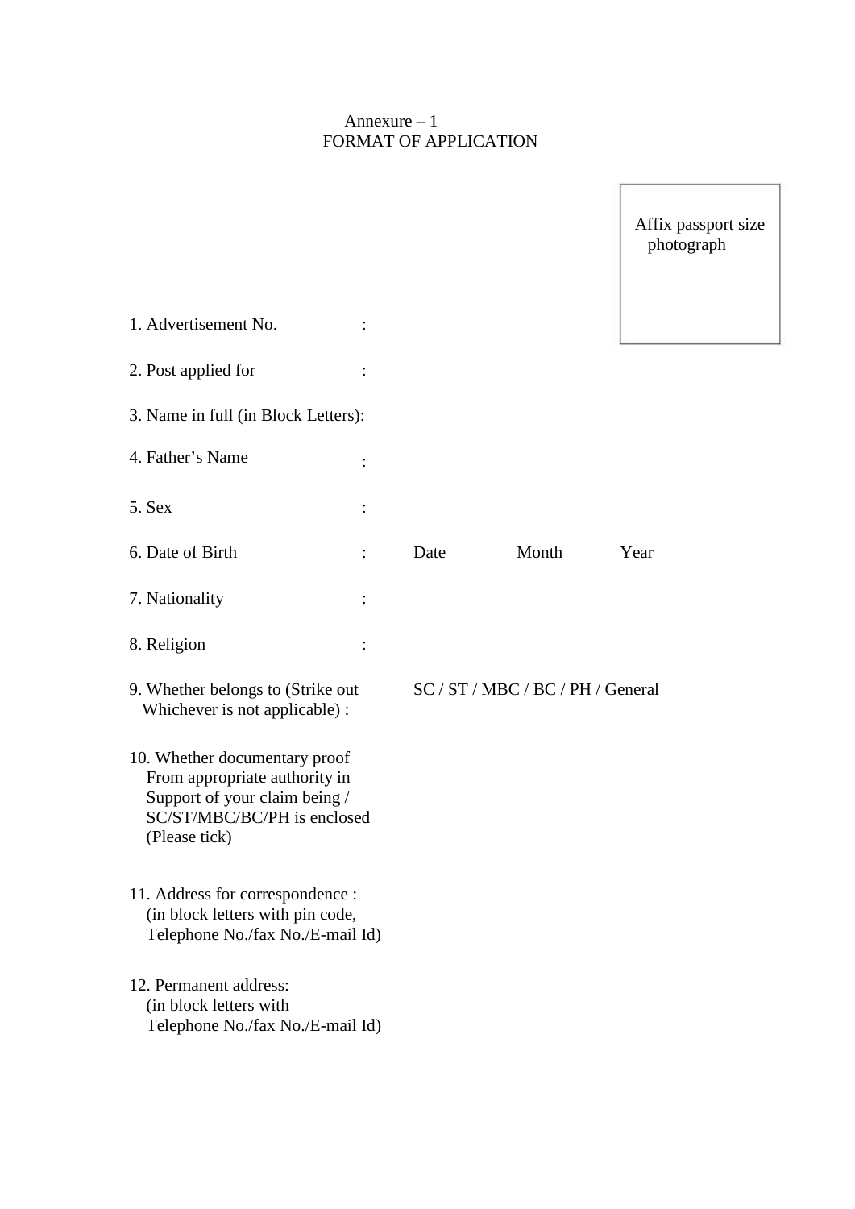Annexure – 1

FORMAT OF APPLICATION

Affix passport size photograph

1. Advertisement No. :

2. Post applied for :

3. Name in full (in Block Letters):

4. Father's Name :

5. Sex :

6. Date of Birth : Date Month Year

7. Nationality :

8. Religion :

9. Whether belongs to (Strike out Whichever is not applicable) : SC / ST / MBC / BC / PH / General

10. Whether documentary proof From appropriate authority in Support of your claim being / SC/ST/MBC/BC/PH is enclosed (Please tick)

11. Address for correspondence : (in block letters with pin code, Telephone No./fax No./E-mail Id)

12. Permanent address: (in block letters with Telephone No./fax No./E-mail Id)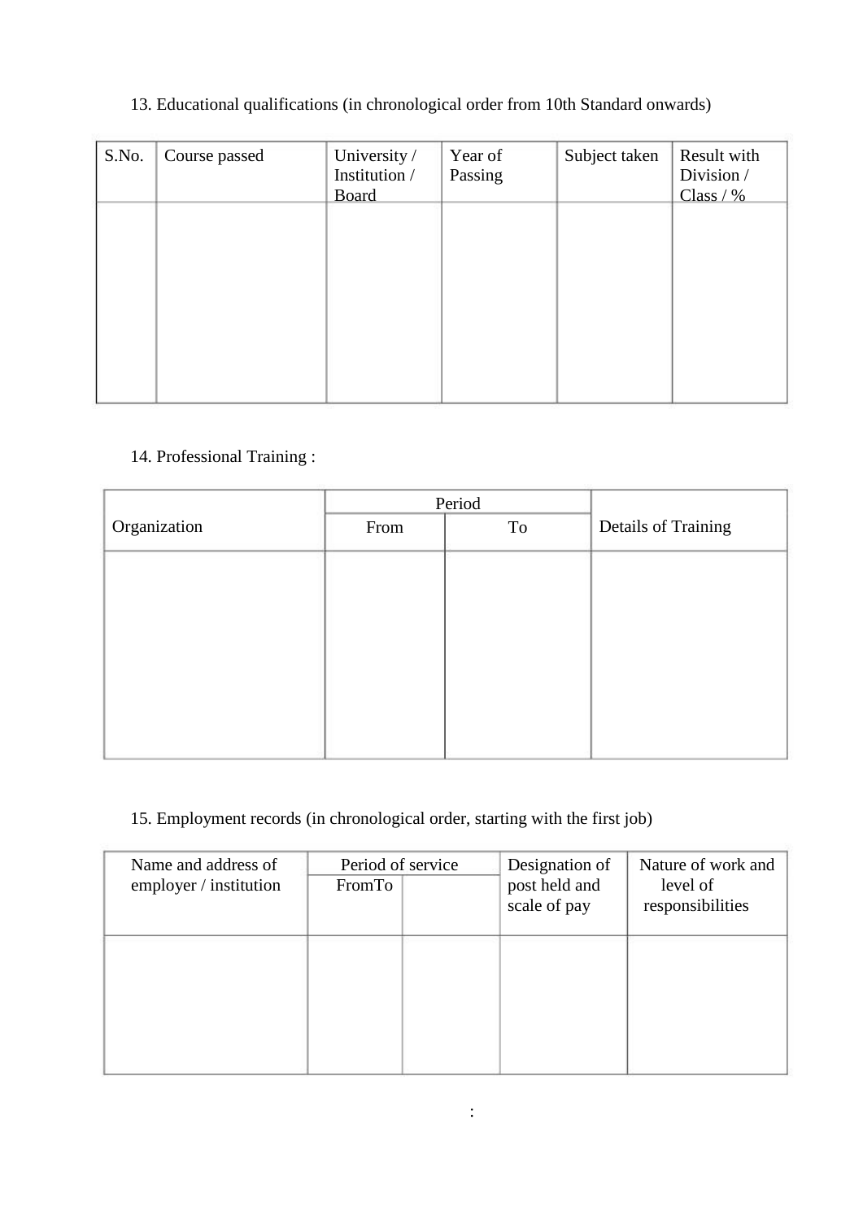13. Educational qualifications (in chronological order from 10th Standard onwards)

| S.No. | Course passed | University / Institution / Board | Year of Passing | Subject taken | Result with Division / Class / % |
|---|---|---|---|---|---|
| | | | | | |

14. Professional Training :

| Organization | Period | | Details of Training |
|---|---|---|---|
| | From | To | |
| | | | |

15. Employment records (in chronological order, starting with the first job)

| Name and address of employer / institution | Period of service | | Designation of post held and scale of pay | Nature of work and level of responsibilities |
|---|---|---|---|---|
| | FromTo | | | |
| | | | | |

: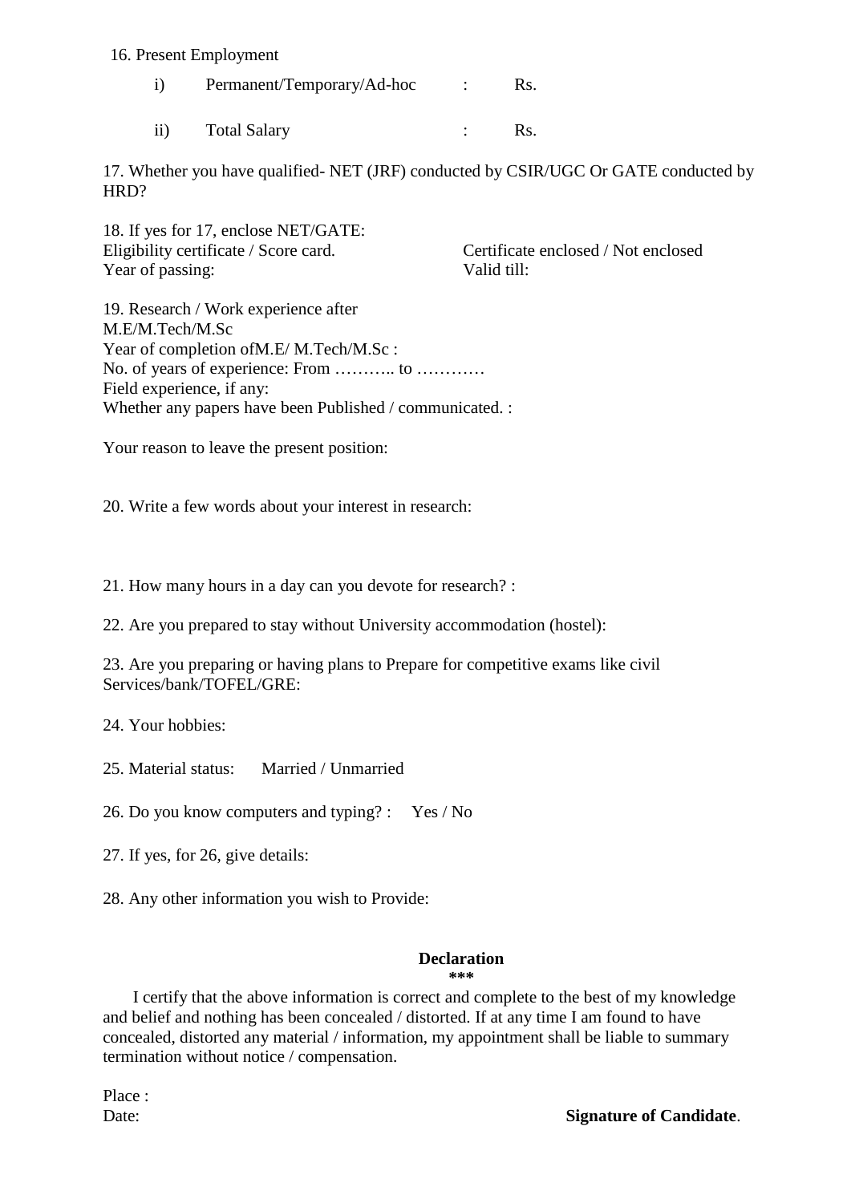16. Present Employment

i) Permanent/Temporary/Ad-hoc : Rs.

ii) Total Salary : Rs.

17. Whether you have qualified- NET (JRF) conducted by CSIR/UGC Or GATE conducted by HRD?

18. If yes for 17, enclose NET/GATE:
Eligibility certificate / Score card. Certificate enclosed / Not enclosed
Year of passing: Valid till:

19. Research / Work experience after M.E/M.Tech/M.Sc
Year of completion ofM.E/ M.Tech/M.Sc :
No. of years of experience: From ……….. to …………
Field experience, if any:
Whether any papers have been Published / communicated. :

Your reason to leave the present position:

20. Write a few words about your interest in research:

21. How many hours in a day can you devote for research? :

22. Are you prepared to stay without University accommodation (hostel):

23. Are you preparing or having plans to Prepare for competitive exams like civil Services/bank/TOFEL/GRE:

24. Your hobbies:

25. Material status: Married / Unmarried

26. Do you know computers and typing? : Yes / No

27. If yes, for 26, give details:

28. Any other information you wish to Provide:

**Declaration**

***

I certify that the above information is correct and complete to the best of my knowledge and belief and nothing has been concealed / distorted. If at any time I am found to have concealed, distorted any material / information, my appointment shall be liable to summary termination without notice / compensation.

Place :
Date: **Signature of Candidate**.